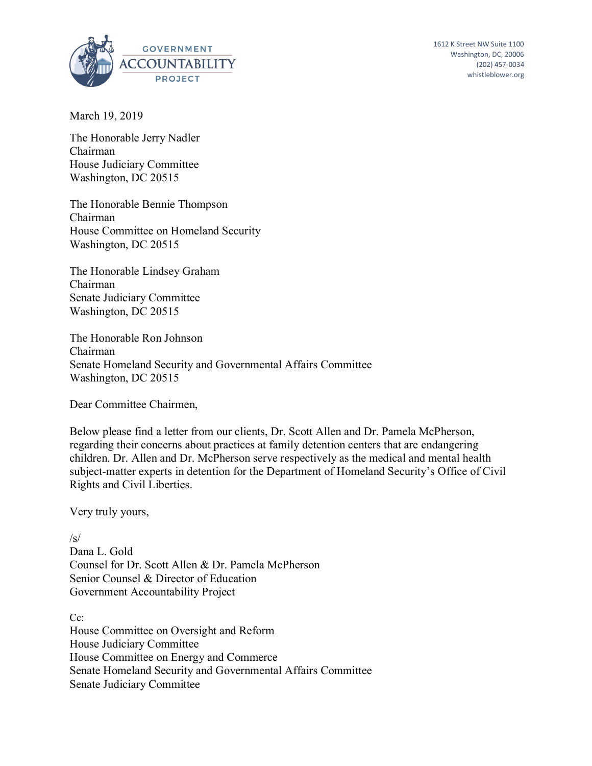GOVERNMENT ACCOUNTABILITY PROJECT

1612 K Street NW Suite 1100
Washington, DC, 20006
(202) 457-0034
whistleblower.org

March 19, 2019

The Honorable Jerry Nadler
Chairman
House Judiciary Committee
Washington, DC 20515

The Honorable Bennie Thompson
Chairman
House Committee on Homeland Security
Washington, DC 20515

The Honorable Lindsey Graham
Chairman
Senate Judiciary Committee
Washington, DC 20515

The Honorable Ron Johnson
Chairman
Senate Homeland Security and Governmental Affairs Committee
Washington, DC 20515

Dear Committee Chairmen,

Below please find a letter from our clients, Dr. Scott Allen and Dr. Pamela McPherson, regarding their concerns about practices at family detention centers that are endangering children. Dr. Allen and Dr. McPherson serve respectively as the medical and mental health subject-matter experts in detention for the Department of Homeland Security's Office of Civil Rights and Civil Liberties.

Very truly yours,

/s/
Dana L. Gold
Counsel for Dr. Scott Allen & Dr. Pamela McPherson
Senior Counsel & Director of Education
Government Accountability Project

Cc:
House Committee on Oversight and Reform
House Judiciary Committee
House Committee on Energy and Commerce
Senate Homeland Security and Governmental Affairs Committee
Senate Judiciary Committee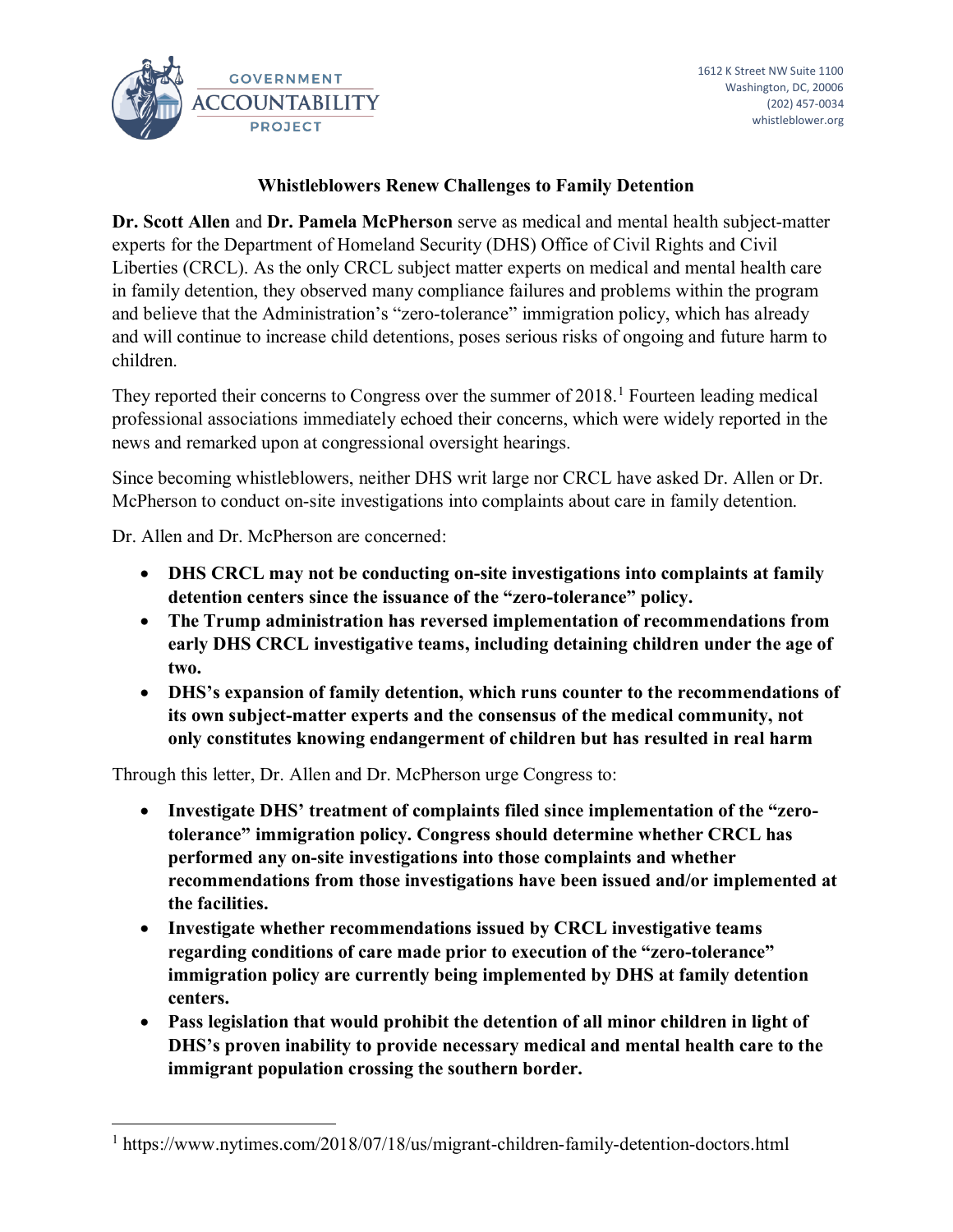GOVERNMENT ACCOUNTABILITY PROJECT

1612 K Street NW Suite 1100
Washington, DC, 20006
(202) 457-0034
whistleblower.org

**Whistleblowers Renew Challenges to Family Detention**

**Dr. Scott Allen** and **Dr. Pamela McPherson** serve as medical and mental health subject-matter experts for the Department of Homeland Security (DHS) Office of Civil Rights and Civil Liberties (CRCL). As the only CRCL subject matter experts on medical and mental health care in family detention, they observed many compliance failures and problems within the program and believe that the Administration's "zero-tolerance" immigration policy, which has already and will continue to increase child detentions, poses serious risks of ongoing and future harm to children.

They reported their concerns to Congress over the summer of 2018.[1] Fourteen leading medical professional associations immediately echoed their concerns, which were widely reported in the news and remarked upon at congressional oversight hearings.

Since becoming whistleblowers, neither DHS writ large nor CRCL have asked Dr. Allen or Dr. McPherson to conduct on-site investigations into complaints about care in family detention.

Dr. Allen and Dr. McPherson are concerned:

- **DHS CRCL may not be conducting on-site investigations into complaints at family detention centers since the issuance of the "zero-tolerance" policy.**
- **The Trump administration has reversed implementation of recommendations from early DHS CRCL investigative teams, including detaining children under the age of two.**
- **DHS's expansion of family detention, which runs counter to the recommendations of its own subject-matter experts and the consensus of the medical community, not only constitutes knowing endangerment of children but has resulted in real harm**

Through this letter, Dr. Allen and Dr. McPherson urge Congress to:

- **Investigate DHS' treatment of complaints filed since implementation of the "zero-tolerance" immigration policy. Congress should determine whether CRCL has performed any on-site investigations into those complaints and whether recommendations from those investigations have been issued and/or implemented at the facilities.**
- **Investigate whether recommendations issued by CRCL investigative teams regarding conditions of care made prior to execution of the "zero-tolerance" immigration policy are currently being implemented by DHS at family detention centers.**
- **Pass legislation that would prohibit the detention of all minor children in light of DHS's proven inability to provide necessary medical and mental health care to the immigrant population crossing the southern border.**

[1] https://www.nytimes.com/2018/07/18/us/migrant-children-family-detention-doctors.html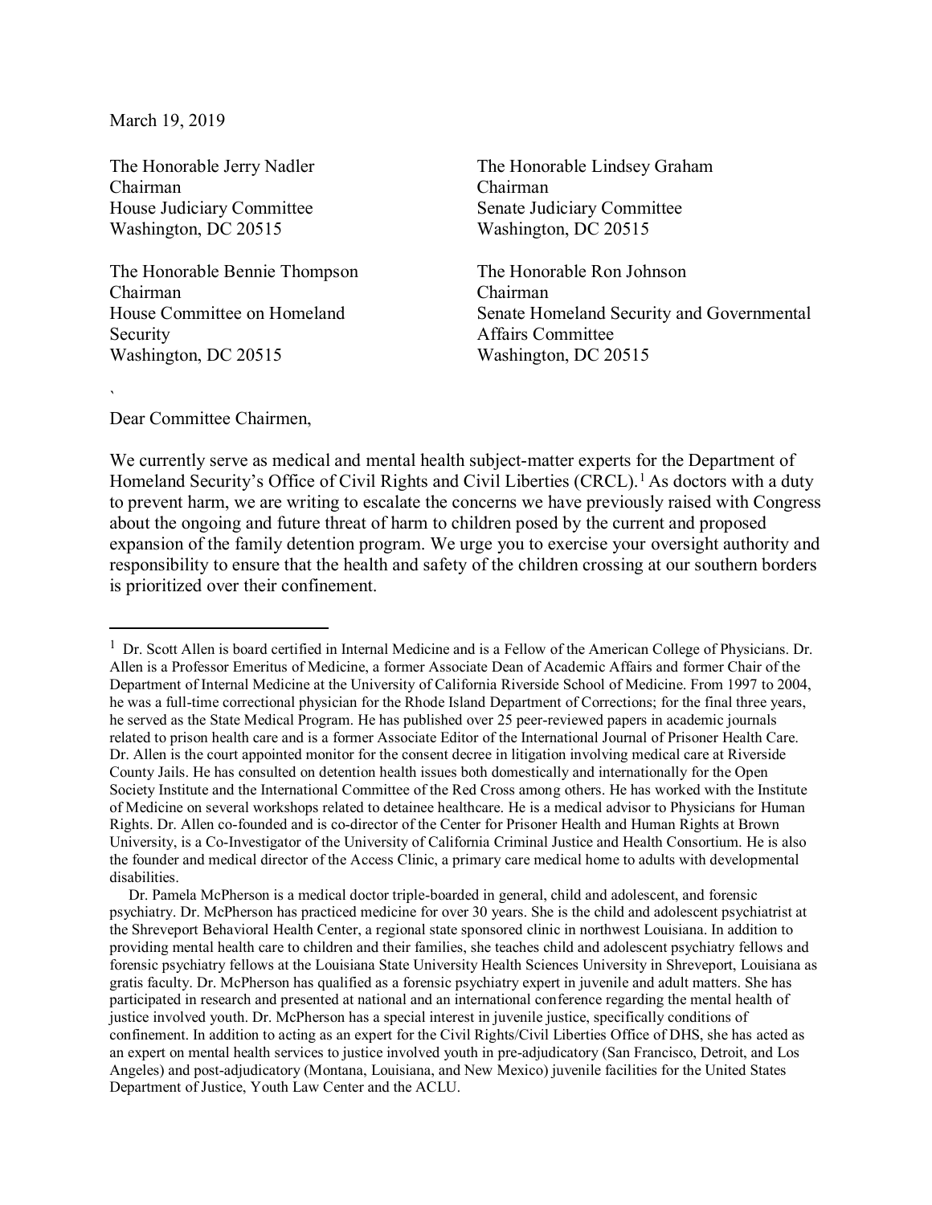March 19, 2019

The Honorable Jerry Nadler
Chairman
House Judiciary Committee
Washington, DC 20515

The Honorable Lindsey Graham
Chairman
Senate Judiciary Committee
Washington, DC 20515

The Honorable Bennie Thompson
Chairman
House Committee on Homeland Security
Washington, DC 20515

The Honorable Ron Johnson
Chairman
Senate Homeland Security and Governmental Affairs Committee
Washington, DC 20515

`

Dear Committee Chairmen,

We currently serve as medical and mental health subject-matter experts for the Department of Homeland Security's Office of Civil Rights and Civil Liberties (CRCL).[1] As doctors with a duty to prevent harm, we are writing to escalate the concerns we have previously raised with Congress about the ongoing and future threat of harm to children posed by the current and proposed expansion of the family detention program. We urge you to exercise your oversight authority and responsibility to ensure that the health and safety of the children crossing at our southern borders is prioritized over their confinement.

---

[1] Dr. Scott Allen is board certified in Internal Medicine and is a Fellow of the American College of Physicians. Dr. Allen is a Professor Emeritus of Medicine, a former Associate Dean of Academic Affairs and former Chair of the Department of Internal Medicine at the University of California Riverside School of Medicine. From 1997 to 2004, he was a full-time correctional physician for the Rhode Island Department of Corrections; for the final three years, he served as the State Medical Program. He has published over 25 peer-reviewed papers in academic journals related to prison health care and is a former Associate Editor of the International Journal of Prisoner Health Care. Dr. Allen is the court appointed monitor for the consent decree in litigation involving medical care at Riverside County Jails. He has consulted on detention health issues both domestically and internationally for the Open Society Institute and the International Committee of the Red Cross among others. He has worked with the Institute of Medicine on several workshops related to detainee healthcare. He is a medical advisor to Physicians for Human Rights. Dr. Allen co-founded and is co-director of the Center for Prisoner Health and Human Rights at Brown University, is a Co-Investigator of the University of California Criminal Justice and Health Consortium. He is also the founder and medical director of the Access Clinic, a primary care medical home to adults with developmental disabilities.

Dr. Pamela McPherson is a medical doctor triple-boarded in general, child and adolescent, and forensic psychiatry. Dr. McPherson has practiced medicine for over 30 years. She is the child and adolescent psychiatrist at the Shreveport Behavioral Health Center, a regional state sponsored clinic in northwest Louisiana. In addition to providing mental health care to children and their families, she teaches child and adolescent psychiatry fellows and forensic psychiatry fellows at the Louisiana State University Health Sciences University in Shreveport, Louisiana as gratis faculty. Dr. McPherson has qualified as a forensic psychiatry expert in juvenile and adult matters. She has participated in research and presented at national and an international conference regarding the mental health of justice involved youth. Dr. McPherson has a special interest in juvenile justice, specifically conditions of confinement. In addition to acting as an expert for the Civil Rights/Civil Liberties Office of DHS, she has acted as an expert on mental health services to justice involved youth in pre-adjudicatory (San Francisco, Detroit, and Los Angeles) and post-adjudicatory (Montana, Louisiana, and New Mexico) juvenile facilities for the United States Department of Justice, Youth Law Center and the ACLU.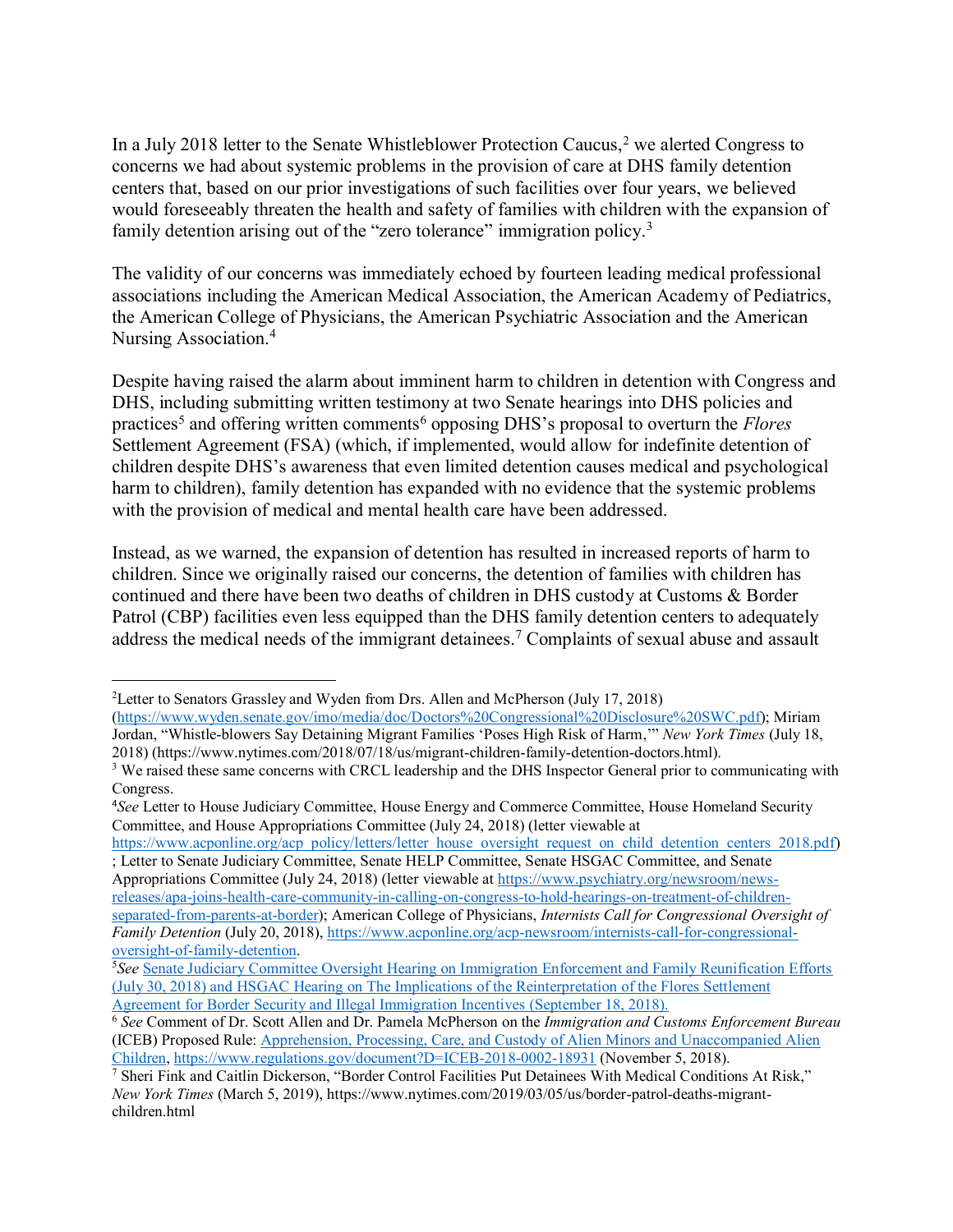In a July 2018 letter to the Senate Whistleblower Protection Caucus,[2] we alerted Congress to concerns we had about systemic problems in the provision of care at DHS family detention centers that, based on our prior investigations of such facilities over four years, we believed would foreseeably threaten the health and safety of families with children with the expansion of family detention arising out of the "zero tolerance" immigration policy.[3]

The validity of our concerns was immediately echoed by fourteen leading medical professional associations including the American Medical Association, the American Academy of Pediatrics, the American College of Physicians, the American Psychiatric Association and the American Nursing Association.[4]

Despite having raised the alarm about imminent harm to children in detention with Congress and DHS, including submitting written testimony at two Senate hearings into DHS policies and practices[5] and offering written comments[6] opposing DHS's proposal to overturn the *Flores* Settlement Agreement (FSA) (which, if implemented, would allow for indefinite detention of children despite DHS's awareness that even limited detention causes medical and psychological harm to children), family detention has expanded with no evidence that the systemic problems with the provision of medical and mental health care have been addressed.

Instead, as we warned, the expansion of detention has resulted in increased reports of harm to children. Since we originally raised our concerns, the detention of families with children has continued and there have been two deaths of children in DHS custody at Customs & Border Patrol (CBP) facilities even less equipped than the DHS family detention centers to adequately address the medical needs of the immigrant detainees.[7] Complaints of sexual abuse and assault

---

[2] Letter to Senators Grassley and Wyden from Drs. Allen and McPherson (July 17, 2018) (https://www.wyden.senate.gov/imo/media/doc/Doctors%20Congressional%20Disclosure%20SWC.pdf); Miriam Jordan, "Whistle-blowers Say Detaining Migrant Families 'Poses High Risk of Harm,'" *New York Times* (July 18, 2018) (https://www.nytimes.com/2018/07/18/us/migrant-children-family-detention-doctors.html).

[3] We raised these same concerns with CRCL leadership and the DHS Inspector General prior to communicating with Congress.

[4] *See* Letter to House Judiciary Committee, House Energy and Commerce Committee, House Homeland Security Committee, and House Appropriations Committee (July 24, 2018) (letter viewable at https://www.acponline.org/acp_policy/letters/letter_house_oversight_request_on_child_detention_centers_2018.pdf) ; Letter to Senate Judiciary Committee, Senate HELP Committee, Senate HSGAC Committee, and Senate Appropriations Committee (July 24, 2018) (letter viewable at https://www.psychiatry.org/newsroom/news-releases/apa-joins-health-care-community-in-calling-on-congress-to-hold-hearings-on-treatment-of-children-separated-from-parents-at-border); American College of Physicians, *Internists Call for Congressional Oversight of Family Detention* (July 20, 2018), https://www.acponline.org/acp-newsroom/internists-call-for-congressional-oversight-of-family-detention.

[5] *See* Senate Judiciary Committee Oversight Hearing on Immigration Enforcement and Family Reunification Efforts (July 30, 2018) and HSGAC Hearing on The Implications of the Reinterpretation of the Flores Settlement Agreement for Border Security and Illegal Immigration Incentives (September 18, 2018).

[6] *See* Comment of Dr. Scott Allen and Dr. Pamela McPherson on the *Immigration and Customs Enforcement Bureau* (ICEB) Proposed Rule: Apprehension, Processing, Care, and Custody of Alien Minors and Unaccompanied Alien Children, https://www.regulations.gov/document?D=ICEB-2018-0002-18931 (November 5, 2018).

[7] Sheri Fink and Caitlin Dickerson, "Border Control Facilities Put Detainees With Medical Conditions At Risk," *New York Times* (March 5, 2019), https://www.nytimes.com/2019/03/05/us/border-patrol-deaths-migrant-children.html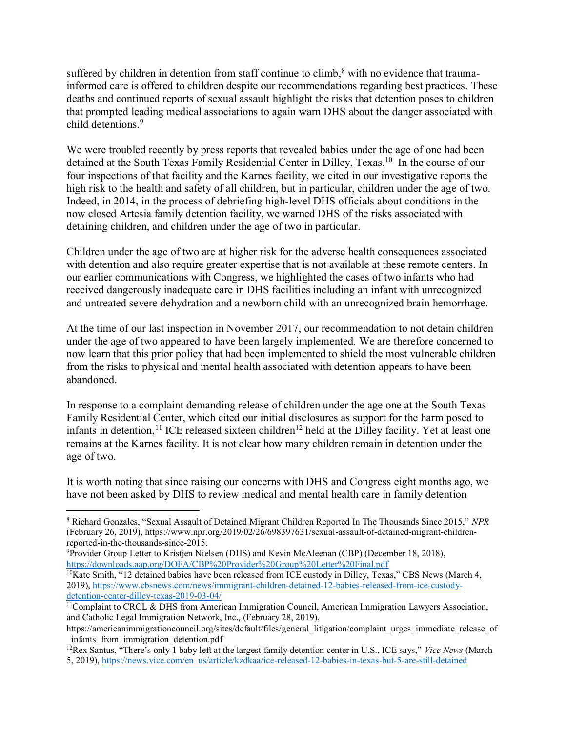suffered by children in detention from staff continue to climb,[8] with no evidence that trauma-informed care is offered to children despite our recommendations regarding best practices. These deaths and continued reports of sexual assault highlight the risks that detention poses to children that prompted leading medical associations to again warn DHS about the danger associated with child detentions.[9]

We were troubled recently by press reports that revealed babies under the age of one had been detained at the South Texas Family Residential Center in Dilley, Texas.[10] In the course of our four inspections of that facility and the Karnes facility, we cited in our investigative reports the high risk to the health and safety of all children, but in particular, children under the age of two. Indeed, in 2014, in the process of debriefing high-level DHS officials about conditions in the now closed Artesia family detention facility, we warned DHS of the risks associated with detaining children, and children under the age of two in particular.

Children under the age of two are at higher risk for the adverse health consequences associated with detention and also require greater expertise that is not available at these remote centers. In our earlier communications with Congress, we highlighted the cases of two infants who had received dangerously inadequate care in DHS facilities including an infant with unrecognized and untreated severe dehydration and a newborn child with an unrecognized brain hemorrhage.

At the time of our last inspection in November 2017, our recommendation to not detain children under the age of two appeared to have been largely implemented. We are therefore concerned to now learn that this prior policy that had been implemented to shield the most vulnerable children from the risks to physical and mental health associated with detention appears to have been abandoned.

In response to a complaint demanding release of children under the age one at the South Texas Family Residential Center, which cited our initial disclosures as support for the harm posed to infants in detention,[11] ICE released sixteen children[12] held at the Dilley facility. Yet at least one remains at the Karnes facility. It is not clear how many children remain in detention under the age of two.

It is worth noting that since raising our concerns with DHS and Congress eight months ago, we have not been asked by DHS to review medical and mental health care in family detention

---

[8] Richard Gonzales, "Sexual Assault of Detained Migrant Children Reported In The Thousands Since 2015," *NPR* (February 26, 2019), https://www.npr.org/2019/02/26/698397631/sexual-assault-of-detained-migrant-children-reported-in-the-thousands-since-2015.

[9] Provider Group Letter to Kristjen Nielsen (DHS) and Kevin McAleenan (CBP) (December 18, 2018), https://downloads.aap.org/DOFA/CBP%20Provider%20Group%20Letter%20Final.pdf

[10] Kate Smith, "12 detained babies have been released from ICE custody in Dilley, Texas," CBS News (March 4, 2019), https://www.cbsnews.com/news/immigrant-children-detained-12-babies-released-from-ice-custody-detention-center-dilley-texas-2019-03-04/

[11] Complaint to CRCL & DHS from American Immigration Council, American Immigration Lawyers Association, and Catholic Legal Immigration Network, Inc., (February 28, 2019), https://americanimmigrationcouncil.org/sites/default/files/general_litigation/complaint_urges_immediate_release_of_infants_from_immigration_detention.pdf

[12] Rex Santus, "There's only 1 baby left at the largest family detention center in U.S., ICE says," *Vice News* (March 5, 2019), https://news.vice.com/en_us/article/kzdkaa/ice-released-12-babies-in-texas-but-5-are-still-detained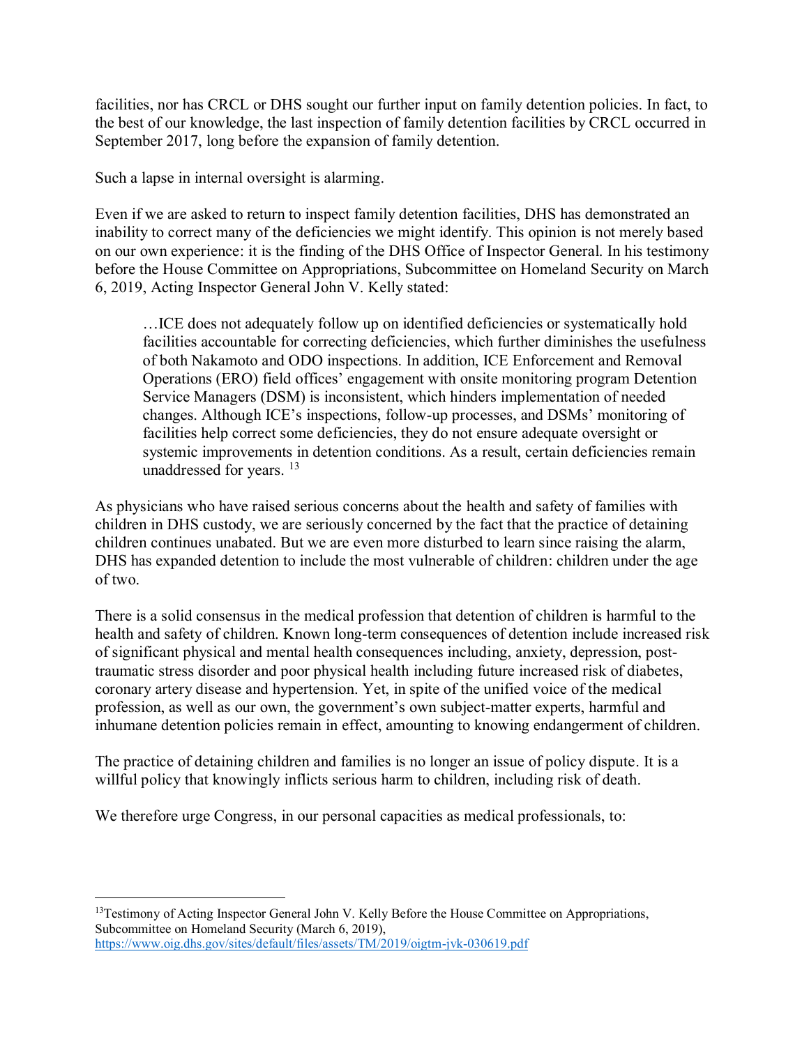facilities, nor has CRCL or DHS sought our further input on family detention policies. In fact, to the best of our knowledge, the last inspection of family detention facilities by CRCL occurred in September 2017, long before the expansion of family detention.

Such a lapse in internal oversight is alarming.

Even if we are asked to return to inspect family detention facilities, DHS has demonstrated an inability to correct many of the deficiencies we might identify. This opinion is not merely based on our own experience: it is the finding of the DHS Office of Inspector General. In his testimony before the House Committee on Appropriations, Subcommittee on Homeland Security on March 6, 2019, Acting Inspector General John V. Kelly stated:

> …ICE does not adequately follow up on identified deficiencies or systematically hold facilities accountable for correcting deficiencies, which further diminishes the usefulness of both Nakamoto and ODO inspections. In addition, ICE Enforcement and Removal Operations (ERO) field offices' engagement with onsite monitoring program Detention Service Managers (DSM) is inconsistent, which hinders implementation of needed changes. Although ICE's inspections, follow-up processes, and DSMs' monitoring of facilities help correct some deficiencies, they do not ensure adequate oversight or systemic improvements in detention conditions. As a result, certain deficiencies remain unaddressed for years. [13]

As physicians who have raised serious concerns about the health and safety of families with children in DHS custody, we are seriously concerned by the fact that the practice of detaining children continues unabated. But we are even more disturbed to learn since raising the alarm, DHS has expanded detention to include the most vulnerable of children: children under the age of two.

There is a solid consensus in the medical profession that detention of children is harmful to the health and safety of children. Known long-term consequences of detention include increased risk of significant physical and mental health consequences including, anxiety, depression, post-traumatic stress disorder and poor physical health including future increased risk of diabetes, coronary artery disease and hypertension. Yet, in spite of the unified voice of the medical profession, as well as our own, the government's own subject-matter experts, harmful and inhumane detention policies remain in effect, amounting to knowing endangerment of children.

The practice of detaining children and families is no longer an issue of policy dispute. It is a willful policy that knowingly inflicts serious harm to children, including risk of death.

We therefore urge Congress, in our personal capacities as medical professionals, to:

---

[13] Testimony of Acting Inspector General John V. Kelly Before the House Committee on Appropriations, Subcommittee on Homeland Security (March 6, 2019), https://www.oig.dhs.gov/sites/default/files/assets/TM/2019/oigtm-jvk-030619.pdf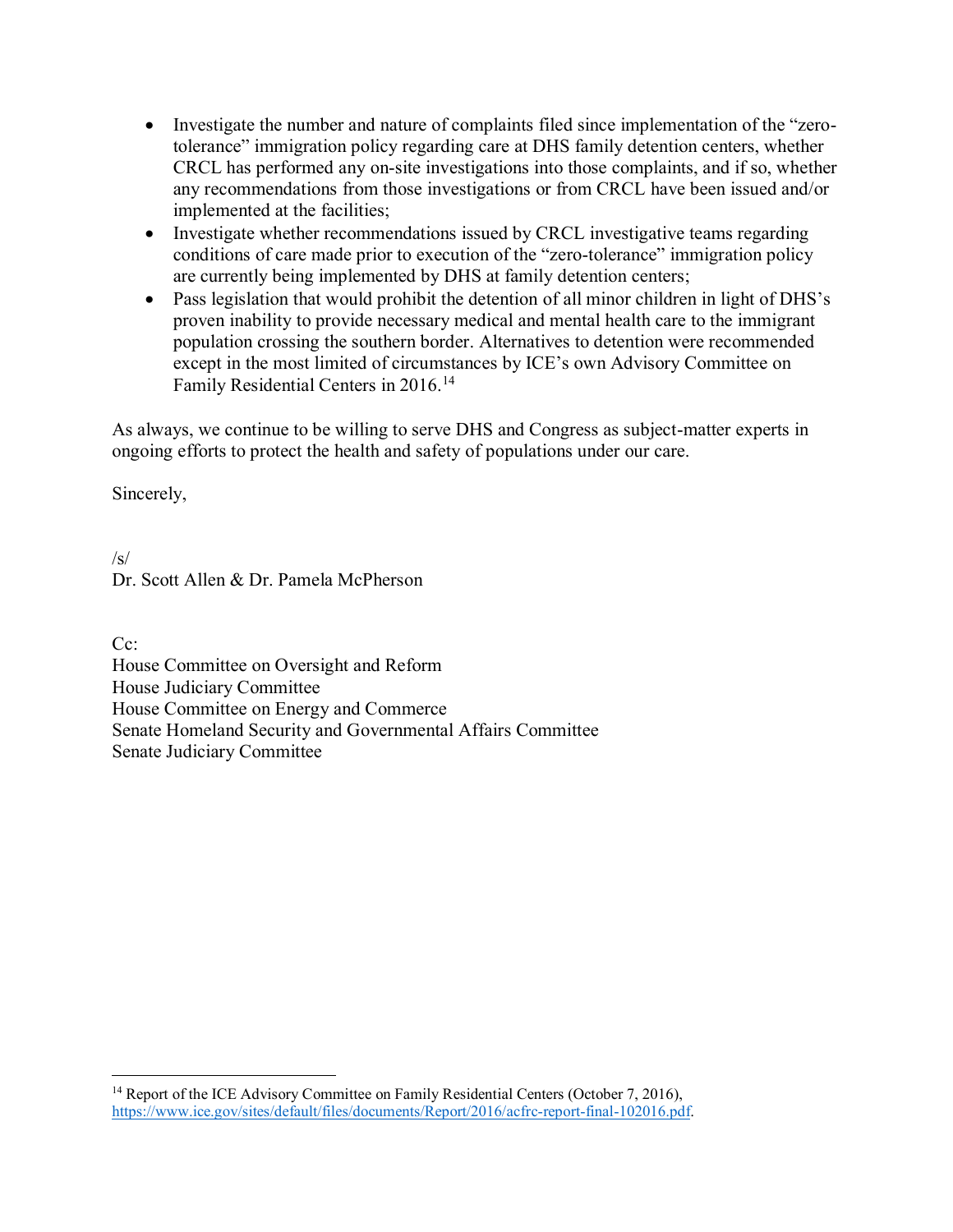- Investigate the number and nature of complaints filed since implementation of the "zero-tolerance" immigration policy regarding care at DHS family detention centers, whether CRCL has performed any on-site investigations into those complaints, and if so, whether any recommendations from those investigations or from CRCL have been issued and/or implemented at the facilities;
- Investigate whether recommendations issued by CRCL investigative teams regarding conditions of care made prior to execution of the "zero-tolerance" immigration policy are currently being implemented by DHS at family detention centers;
- Pass legislation that would prohibit the detention of all minor children in light of DHS's proven inability to provide necessary medical and mental health care to the immigrant population crossing the southern border. Alternatives to detention were recommended except in the most limited of circumstances by ICE's own Advisory Committee on Family Residential Centers in 2016.[14]

As always, we continue to be willing to serve DHS and Congress as subject-matter experts in ongoing efforts to protect the health and safety of populations under our care.

Sincerely,

/s/
Dr. Scott Allen & Dr. Pamela McPherson

Cc:
House Committee on Oversight and Reform
House Judiciary Committee
House Committee on Energy and Commerce
Senate Homeland Security and Governmental Affairs Committee
Senate Judiciary Committee

---

[14] Report of the ICE Advisory Committee on Family Residential Centers (October 7, 2016), https://www.ice.gov/sites/default/files/documents/Report/2016/acfrc-report-final-102016.pdf.